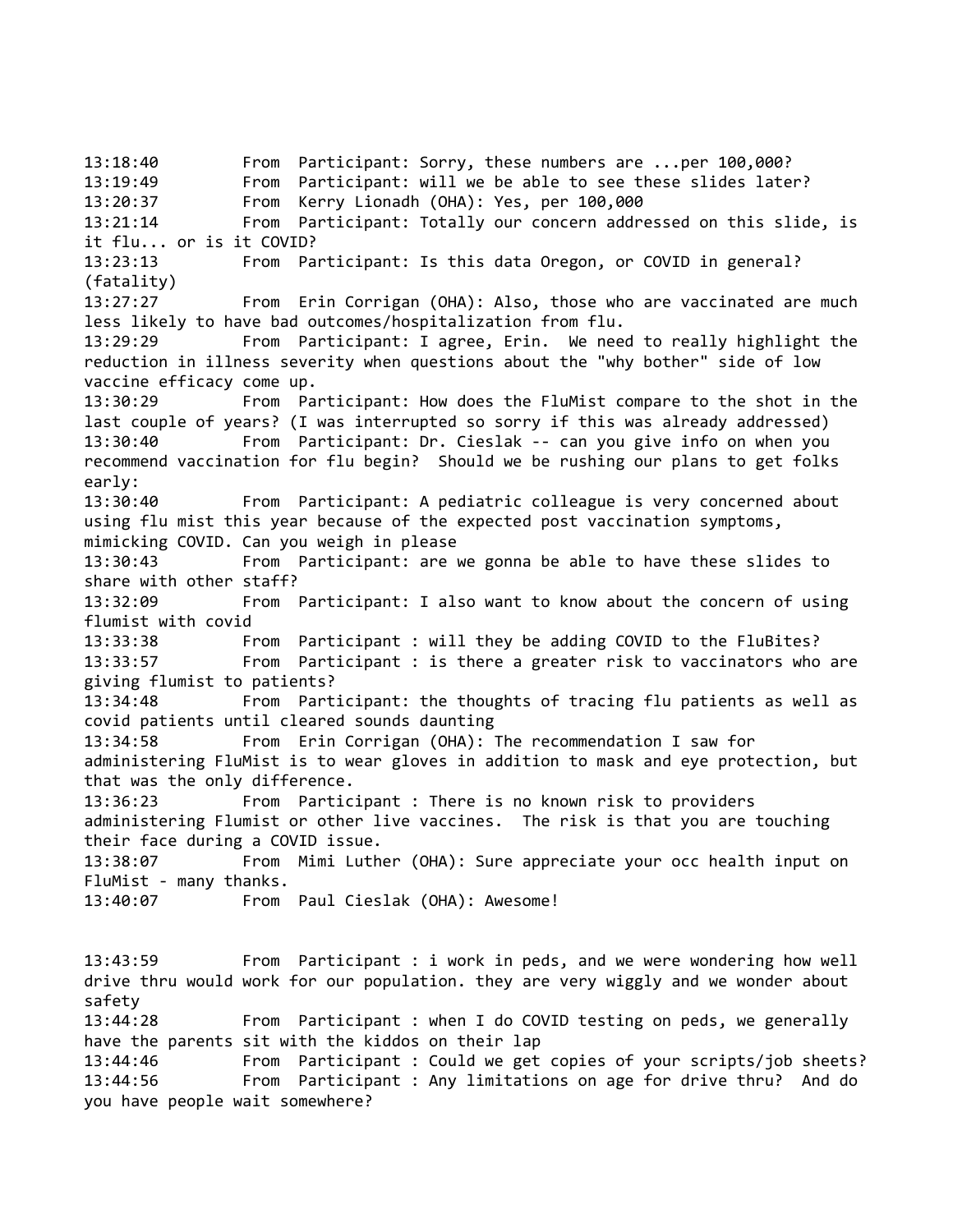13:18:40 From Participant: Sorry, these numbers are ...per 100,000?

13:19:49 From Participant: will we be able to see these slides later?

13:20:37 From Kerry Lionadh (OHA): Yes, per 100,000

13:21:14 From Participant: Totally our concern addressed on this slide, is it flu... or is it COVID?

13:23:13 From Participant: Is this data Oregon, or COVID in general? (fatality)

13:27:27 From Erin Corrigan (OHA): Also, those who are vaccinated are much less likely to have bad outcomes/hospitalization from flu.

13:29:29 From Participant: I agree, Erin. We need to really highlight the reduction in illness severity when questions about the "why bother" side of low vaccine efficacy come up.

13:30:29 From Participant: How does the FluMist compare to the shot in the last couple of years? (I was interrupted so sorry if this was already addressed)

13:30:40 From Participant: Dr. Cieslak -- can you give info on when you recommend vaccination for flu begin? Should we be rushing our plans to get folks early:

13:30:40 From Participant: A pediatric colleague is very concerned about using flu mist this year because of the expected post vaccination symptoms, mimicking COVID. Can you weigh in please

13:30:43 From Participant: are we gonna be able to have these slides to share with other staff?

13:32:09 From Participant: I also want to know about the concern of using flumist with covid

13:33:38 From Participant : will they be adding COVID to the FluBites?

13:33:57 From Participant : is there a greater risk to vaccinators who are giving flumist to patients?

13:34:48 From Participant: the thoughts of tracing flu patients as well as covid patients until cleared sounds daunting

13:34:58 From Erin Corrigan (OHA): The recommendation I saw for administering FluMist is to wear gloves in addition to mask and eye protection, but that was the only difference.

13:36:23 From Participant : There is no known risk to providers administering Flumist or other live vaccines. The risk is that you are touching their face during a COVID issue.

13:38:07 From Mimi Luther (OHA): Sure appreciate your occ health input on FluMist - many thanks.

13:40:07 From Paul Cieslak (OHA): Awesome!

13:43:59 From Participant : i work in peds, and we were wondering how well drive thru would work for our population. they are very wiggly and we wonder about safety

13:44:28 From Participant : when I do COVID testing on peds, we generally have the parents sit with the kiddos on their lap

13:44:46 From Participant : Could we get copies of your scripts/job sheets?

13:44:56 From Participant : Any limitations on age for drive thru? And do you have people wait somewhere?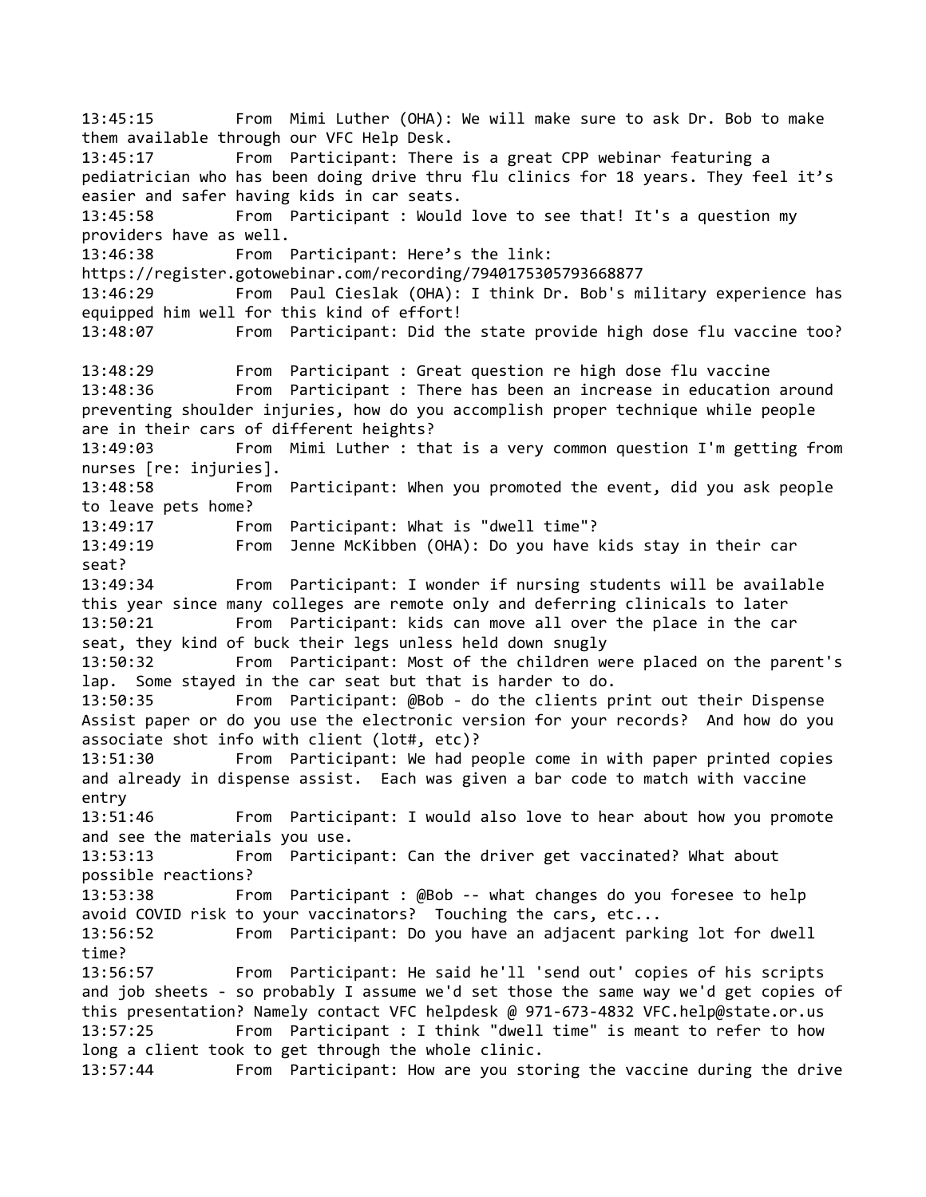13:45:15 From Mimi Luther (OHA): We will make sure to ask Dr. Bob to make them available through our VFC Help Desk.

13:45:17 From Participant: There is a great CPP webinar featuring a pediatrician who has been doing drive thru flu clinics for 18 years. They feel it's easier and safer having kids in car seats.

13:45:58 From Participant : Would love to see that! It's a question my providers have as well.

13:46:38 From Participant: Here's the link: https://register.gotowebinar.com/recording/7940175305793668877

13:46:29 From Paul Cieslak (OHA): I think Dr. Bob's military experience has equipped him well for this kind of effort!

13:48:07 From Participant: Did the state provide high dose flu vaccine too?

13:48:29 From Participant : Great question re high dose flu vaccine

13:48:36 From Participant : There has been an increase in education around preventing shoulder injuries, how do you accomplish proper technique while people are in their cars of different heights?

13:49:03 From Mimi Luther : that is a very common question I'm getting from nurses [re: injuries].

13:48:58 From Participant: When you promoted the event, did you ask people to leave pets home?

13:49:17 From Participant: What is "dwell time"?

13:49:19 From Jenne McKibben (OHA): Do you have kids stay in their car seat?

13:49:34 From Participant: I wonder if nursing students will be available this year since many colleges are remote only and deferring clinicals to later

13:50:21 From Participant: kids can move all over the place in the car seat, they kind of buck their legs unless held down snugly

13:50:32 From Participant: Most of the children were placed on the parent's lap. Some stayed in the car seat but that is harder to do.

13:50:35 From Participant: @Bob - do the clients print out their Dispense Assist paper or do you use the electronic version for your records? And how do you associate shot info with client (lot#, etc)?

13:51:30 From Participant: We had people come in with paper printed copies and already in dispense assist. Each was given a bar code to match with vaccine entry

13:51:46 From Participant: I would also love to hear about how you promote and see the materials you use.

13:53:13 From Participant: Can the driver get vaccinated? What about possible reactions?

13:53:38 From Participant : @Bob -- what changes do you foresee to help avoid COVID risk to your vaccinators? Touching the cars, etc...

13:56:52 From Participant: Do you have an adjacent parking lot for dwell time?

13:56:57 From Participant: He said he'll 'send out' copies of his scripts and job sheets - so probably I assume we'd set those the same way we'd get copies of this presentation? Namely contact VFC helpdesk @ 971-673-4832 VFC.help@state.or.us

13:57:25 From Participant : I think "dwell time" is meant to refer to how long a client took to get through the whole clinic.

13:57:44 From Participant: How are you storing the vaccine during the drive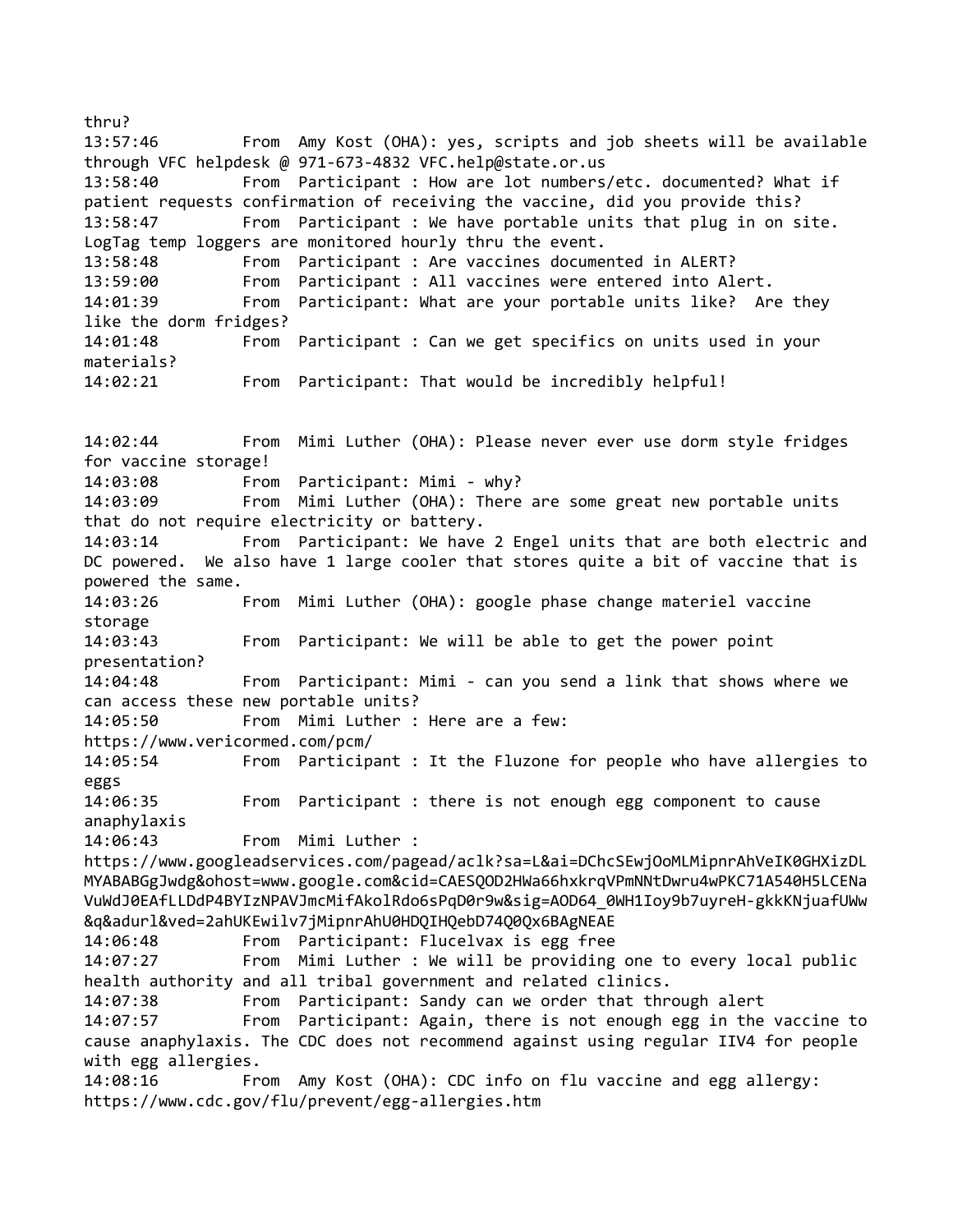thru?

13:57:46 From Amy Kost (OHA): yes, scripts and job sheets will be available through VFC helpdesk @ 971-673-4832 VFC.help@state.or.us

13:58:40 From Participant : How are lot numbers/etc. documented? What if patient requests confirmation of receiving the vaccine, did you provide this?

13:58:47 From Participant : We have portable units that plug in on site. LogTag temp loggers are monitored hourly thru the event.

13:58:48 From Participant : Are vaccines documented in ALERT?

13:59:00 From Participant : All vaccines were entered into Alert.

14:01:39 From Participant: What are your portable units like? Are they like the dorm fridges?

14:01:48 From Participant : Can we get specifics on units used in your materials?

14:02:21 From Participant: That would be incredibly helpful!

14:02:44 From Mimi Luther (OHA): Please never ever use dorm style fridges for vaccine storage!

14:03:08 From Participant: Mimi - why?

14:03:09 From Mimi Luther (OHA): There are some great new portable units that do not require electricity or battery.

14:03:14 From Participant: We have 2 Engel units that are both electric and DC powered. We also have 1 large cooler that stores quite a bit of vaccine that is powered the same.

14:03:26 From Mimi Luther (OHA): google phase change materiel vaccine storage

14:03:43 From Participant: We will be able to get the power point presentation?

14:04:48 From Participant: Mimi - can you send a link that shows where we can access these new portable units?

14:05:50 From Mimi Luther : Here are a few: https://www.vericormed.com/pcm/

14:05:54 From Participant : It the Fluzone for people who have allergies to eggs

14:06:35 From Participant : there is not enough egg component to cause anaphylaxis

14:06:43 From Mimi Luther : https://www.googleadservices.com/pagead/aclk?sa=L&ai=DChcSEwjOoMLMipnrAhVeIK0GHXizDLMYABABGgJwdg&ohost=www.google.com&cid=CAESQOD2HWa66hxkrqVPmNNtDwru4wPKC71A540H5LCENaVuWdJ0EAfLLDdP4BYIzNPAVJmcMifAkolRdo6sPqD0r9w&sig=AOD64_0WH1Ioy9b7uyreH-gkkKNjuafUWw&q&adurl&ved=2ahUKEwilv7jMipnrAhU0HDQIHQebD74Q0Qx6BAgNEAE

14:06:48 From Participant: Flucelvax is egg free

14:07:27 From Mimi Luther : We will be providing one to every local public health authority and all tribal government and related clinics.

14:07:38 From Participant: Sandy can we order that through alert

14:07:57 From Participant: Again, there is not enough egg in the vaccine to cause anaphylaxis. The CDC does not recommend against using regular IIV4 for people with egg allergies.

14:08:16 From Amy Kost (OHA): CDC info on flu vaccine and egg allergy: https://www.cdc.gov/flu/prevent/egg-allergies.htm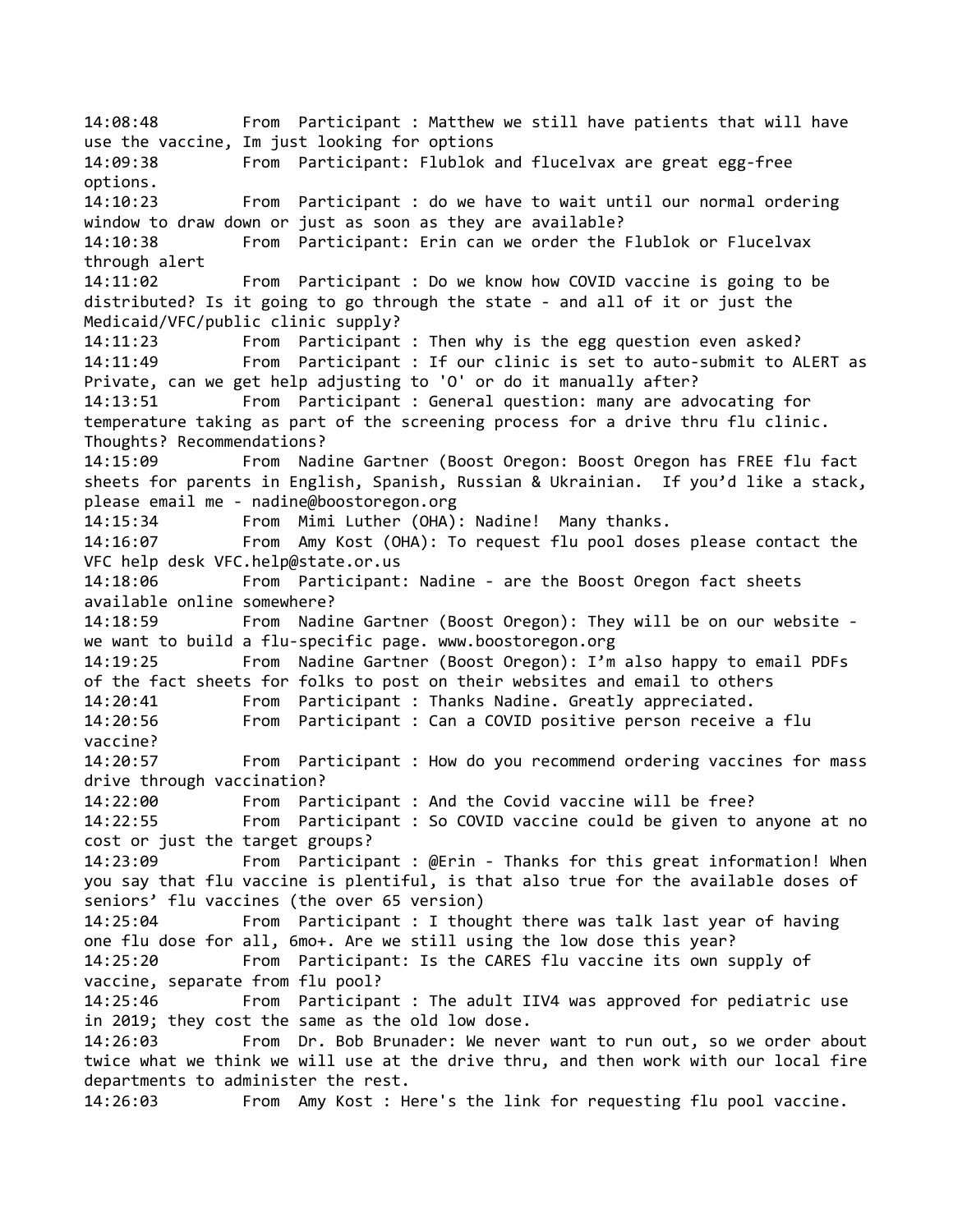14:08:48 From Participant : Matthew we still have patients that will have use the vaccine, Im just looking for options

14:09:38 From Participant: Flublok and flucelvax are great egg-free options.

14:10:23 From Participant : do we have to wait until our normal ordering window to draw down or just as soon as they are available?

14:10:38 From Participant: Erin can we order the Flublok or Flucelvax through alert

14:11:02 From Participant : Do we know how COVID vaccine is going to be distributed? Is it going to go through the state - and all of it or just the Medicaid/VFC/public clinic supply?

14:11:23 From Participant : Then why is the egg question even asked?

14:11:49 From Participant : If our clinic is set to auto-submit to ALERT as Private, can we get help adjusting to 'O' or do it manually after?

14:13:51 From Participant : General question: many are advocating for temperature taking as part of the screening process for a drive thru flu clinic. Thoughts? Recommendations?

14:15:09 From Nadine Gartner (Boost Oregon: Boost Oregon has FREE flu fact sheets for parents in English, Spanish, Russian & Ukrainian. If you'd like a stack, please email me - nadine@boostoregon.org

14:15:34 From Mimi Luther (OHA): Nadine! Many thanks.

14:16:07 From Amy Kost (OHA): To request flu pool doses please contact the VFC help desk VFC.help@state.or.us

14:18:06 From Participant: Nadine - are the Boost Oregon fact sheets available online somewhere?

14:18:59 From Nadine Gartner (Boost Oregon): They will be on our website - we want to build a flu-specific page. www.boostoregon.org

14:19:25 From Nadine Gartner (Boost Oregon): I'm also happy to email PDFs of the fact sheets for folks to post on their websites and email to others

14:20:41 From Participant : Thanks Nadine. Greatly appreciated.

14:20:56 From Participant : Can a COVID positive person receive a flu vaccine?

14:20:57 From Participant : How do you recommend ordering vaccines for mass drive through vaccination?

14:22:00 From Participant : And the Covid vaccine will be free?

14:22:55 From Participant : So COVID vaccine could be given to anyone at no cost or just the target groups?

14:23:09 From Participant : @Erin - Thanks for this great information! When you say that flu vaccine is plentiful, is that also true for the available doses of seniors' flu vaccines (the over 65 version)

14:25:04 From Participant : I thought there was talk last year of having one flu dose for all, 6mo+. Are we still using the low dose this year?

14:25:20 From Participant: Is the CARES flu vaccine its own supply of vaccine, separate from flu pool?

14:25:46 From Participant : The adult IIV4 was approved for pediatric use in 2019; they cost the same as the old low dose.

14:26:03 From Dr. Bob Brunader: We never want to run out, so we order about twice what we think we will use at the drive thru, and then work with our local fire departments to administer the rest.

14:26:03 From Amy Kost : Here's the link for requesting flu pool vaccine.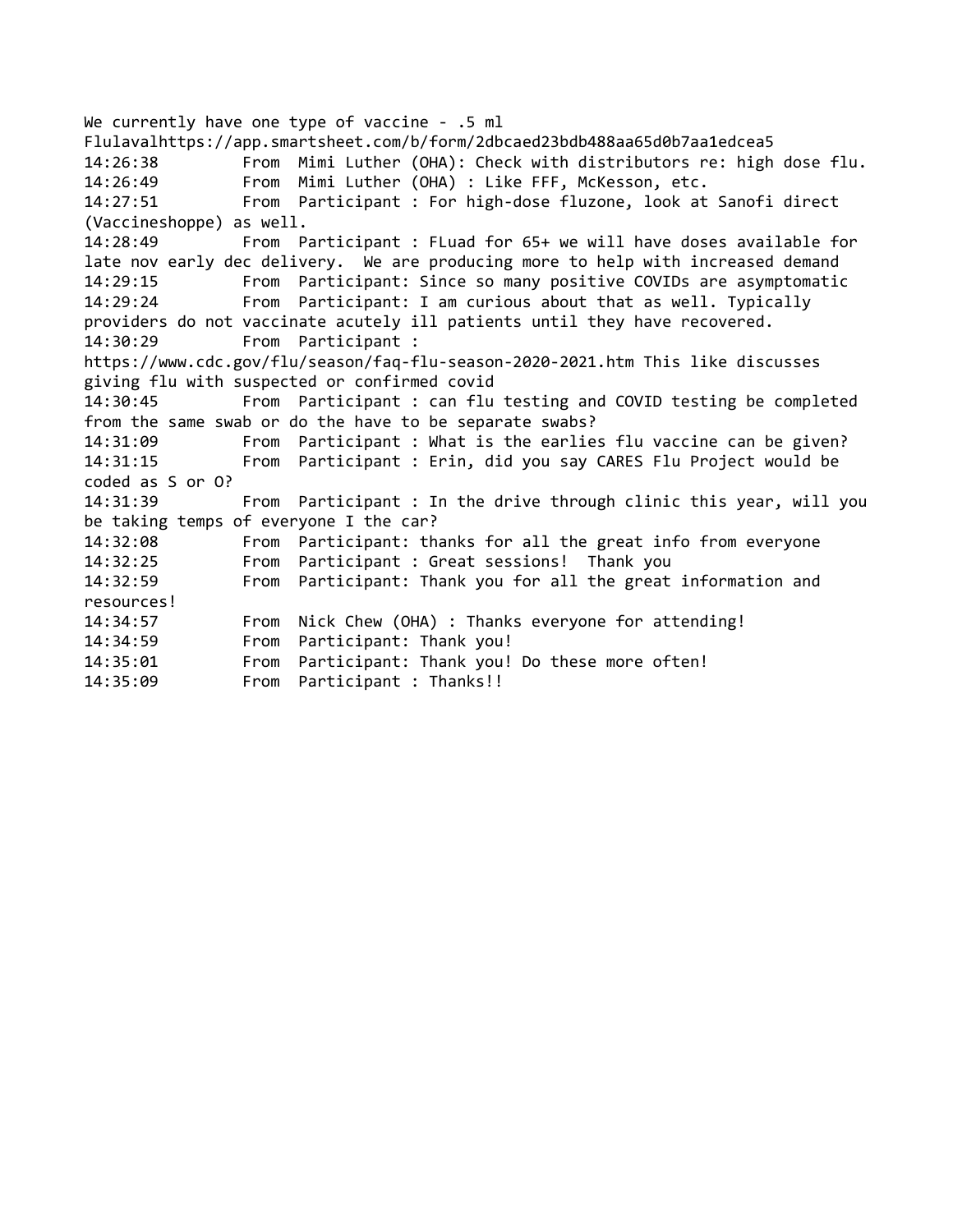We currently have one type of vaccine - .5 ml Flulavalhttps://app.smartsheet.com/b/form/2dbcaed23bdb488aa65d0b7aa1edcea5

14:26:38 From Mimi Luther (OHA): Check with distributors re: high dose flu.

14:26:49 From Mimi Luther (OHA) : Like FFF, McKesson, etc.

14:27:51 From Participant : For high-dose fluzone, look at Sanofi direct (Vaccineshoppe) as well.

14:28:49 From Participant : FLuad for 65+ we will have doses available for late nov early dec delivery. We are producing more to help with increased demand

14:29:15 From Participant: Since so many positive COVIDs are asymptomatic

14:29:24 From Participant: I am curious about that as well. Typically providers do not vaccinate acutely ill patients until they have recovered.

14:30:29 From Participant : https://www.cdc.gov/flu/season/faq-flu-season-2020-2021.htm This like discusses giving flu with suspected or confirmed covid

14:30:45 From Participant : can flu testing and COVID testing be completed from the same swab or do the have to be separate swabs?

14:31:09 From Participant : What is the earlies flu vaccine can be given?

14:31:15 From Participant : Erin, did you say CARES Flu Project would be coded as S or O?

14:31:39 From Participant : In the drive through clinic this year, will you be taking temps of everyone I the car?

14:32:08 From Participant: thanks for all the great info from everyone

14:32:25 From Participant : Great sessions! Thank you

14:32:59 From Participant: Thank you for all the great information and resources!

14:34:57 From Nick Chew (OHA) : Thanks everyone for attending!

14:34:59 From Participant: Thank you!

14:35:01 From Participant: Thank you! Do these more often!

14:35:09 From Participant : Thanks!!